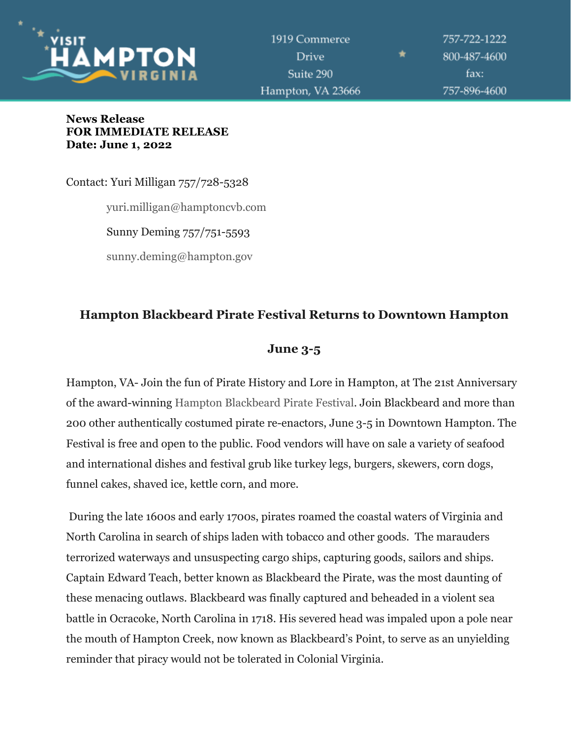VISIT HAMPTON VIRGINIA

1919 Commerce Drive
Suite 290
Hampton, VA 23666

757-722-1222
800-487-4600
fax:
757-896-4600

**News Release**
**FOR IMMEDIATE RELEASE**
**Date: June 1, 2022**

Contact: Yuri Milligan 757/728-5328

yuri.milligan@hamptoncvb.com

Sunny Deming 757/751-5593

sunny.deming@hampton.gov

## Hampton Blackbeard Pirate Festival Returns to Downtown Hampton

## June 3-5

Hampton, VA- Join the fun of Pirate History and Lore in Hampton, at The 21st Anniversary of the award-winning Hampton Blackbeard Pirate Festival. Join Blackbeard and more than 200 other authentically costumed pirate re-enactors, June 3-5 in Downtown Hampton. The Festival is free and open to the public. Food vendors will have on sale a variety of seafood and international dishes and festival grub like turkey legs, burgers, skewers, corn dogs, funnel cakes, shaved ice, kettle corn, and more.

During the late 1600s and early 1700s, pirates roamed the coastal waters of Virginia and North Carolina in search of ships laden with tobacco and other goods. The marauders terrorized waterways and unsuspecting cargo ships, capturing goods, sailors and ships. Captain Edward Teach, better known as Blackbeard the Pirate, was the most daunting of these menacing outlaws. Blackbeard was finally captured and beheaded in a violent sea battle in Ocracoke, North Carolina in 1718. His severed head was impaled upon a pole near the mouth of Hampton Creek, now known as Blackbeard's Point, to serve as an unyielding reminder that piracy would not be tolerated in Colonial Virginia.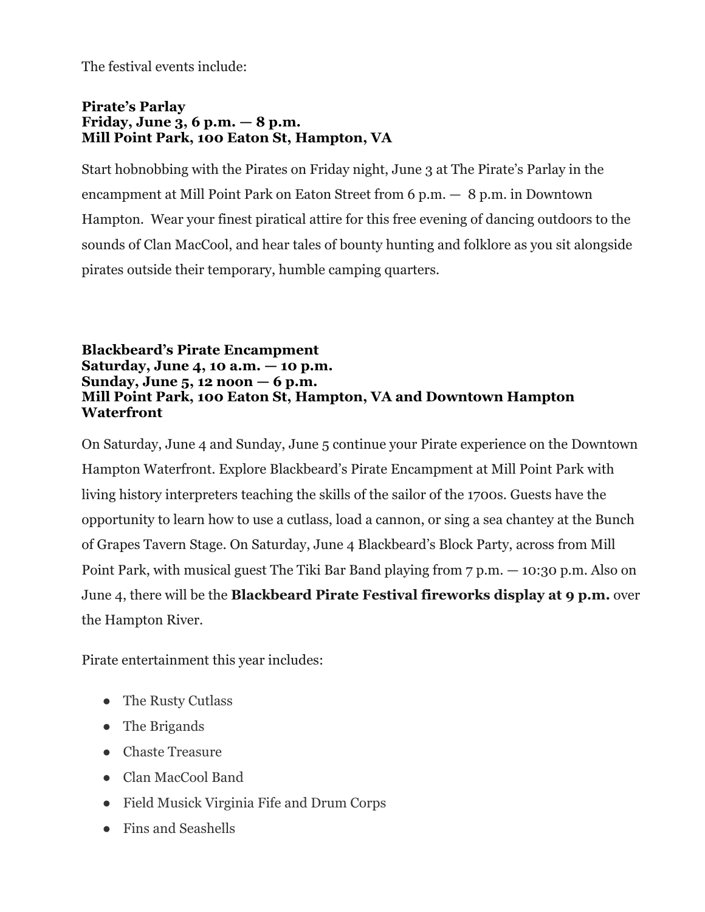The festival events include:

**Pirate's Parlay**
**Friday, June 3, 6 p.m. — 8 p.m.**
**Mill Point Park, 100 Eaton St, Hampton, VA**

Start hobnobbing with the Pirates on Friday night, June 3 at The Pirate's Parlay in the encampment at Mill Point Park on Eaton Street from 6 p.m. — 8 p.m. in Downtown Hampton. Wear your finest piratical attire for this free evening of dancing outdoors to the sounds of Clan MacCool, and hear tales of bounty hunting and folklore as you sit alongside pirates outside their temporary, humble camping quarters.

**Blackbeard's Pirate Encampment**
**Saturday, June 4, 10 a.m. — 10 p.m.**
**Sunday, June 5, 12 noon — 6 p.m.**
**Mill Point Park, 100 Eaton St, Hampton, VA and Downtown Hampton Waterfront**

On Saturday, June 4 and Sunday, June 5 continue your Pirate experience on the Downtown Hampton Waterfront. Explore Blackbeard's Pirate Encampment at Mill Point Park with living history interpreters teaching the skills of the sailor of the 1700s. Guests have the opportunity to learn how to use a cutlass, load a cannon, or sing a sea chantey at the Bunch of Grapes Tavern Stage. On Saturday, June 4 Blackbeard's Block Party, across from Mill Point Park, with musical guest The Tiki Bar Band playing from 7 p.m. — 10:30 p.m. Also on June 4, there will be the **Blackbeard Pirate Festival fireworks display at 9 p.m.** over the Hampton River.

Pirate entertainment this year includes:

- The Rusty Cutlass
- The Brigands
- Chaste Treasure
- Clan MacCool Band
- Field Musick Virginia Fife and Drum Corps
- Fins and Seashells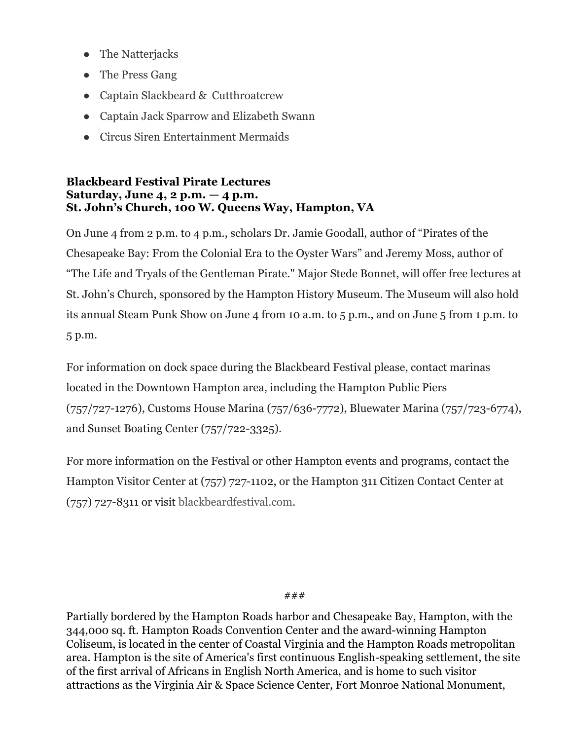- The Natterjacks
- The Press Gang
- Captain Slackbeard &  Cutthroatcrew
- Captain Jack Sparrow and Elizabeth Swann
- Circus Siren Entertainment Mermaids

**Blackbeard Festival Pirate Lectures**
**Saturday, June 4, 2 p.m. — 4 p.m.**
**St. John's Church, 100 W. Queens Way, Hampton, VA**

On June 4 from 2 p.m. to 4 p.m., scholars Dr. Jamie Goodall, author of "Pirates of the Chesapeake Bay: From the Colonial Era to the Oyster Wars" and Jeremy Moss, author of "The Life and Tryals of the Gentleman Pirate." Major Stede Bonnet, will offer free lectures at St. John's Church, sponsored by the Hampton History Museum. The Museum will also hold its annual Steam Punk Show on June 4 from 10 a.m. to 5 p.m., and on June 5 from 1 p.m. to 5 p.m.

For information on dock space during the Blackbeard Festival please, contact marinas located in the Downtown Hampton area, including the Hampton Public Piers (757/727-1276), Customs House Marina (757/636-7772), Bluewater Marina (757/723-6774), and Sunset Boating Center (757/722-3325).

For more information on the Festival or other Hampton events and programs, contact the Hampton Visitor Center at (757) 727-1102, or the Hampton 311 Citizen Contact Center at (757) 727-8311 or visit blackbeardfestival.com.

###

Partially bordered by the Hampton Roads harbor and Chesapeake Bay, Hampton, with the 344,000 sq. ft. Hampton Roads Convention Center and the award-winning Hampton Coliseum, is located in the center of Coastal Virginia and the Hampton Roads metropolitan area. Hampton is the site of America's first continuous English-speaking settlement, the site of the first arrival of Africans in English North America, and is home to such visitor attractions as the Virginia Air & Space Science Center, Fort Monroe National Monument,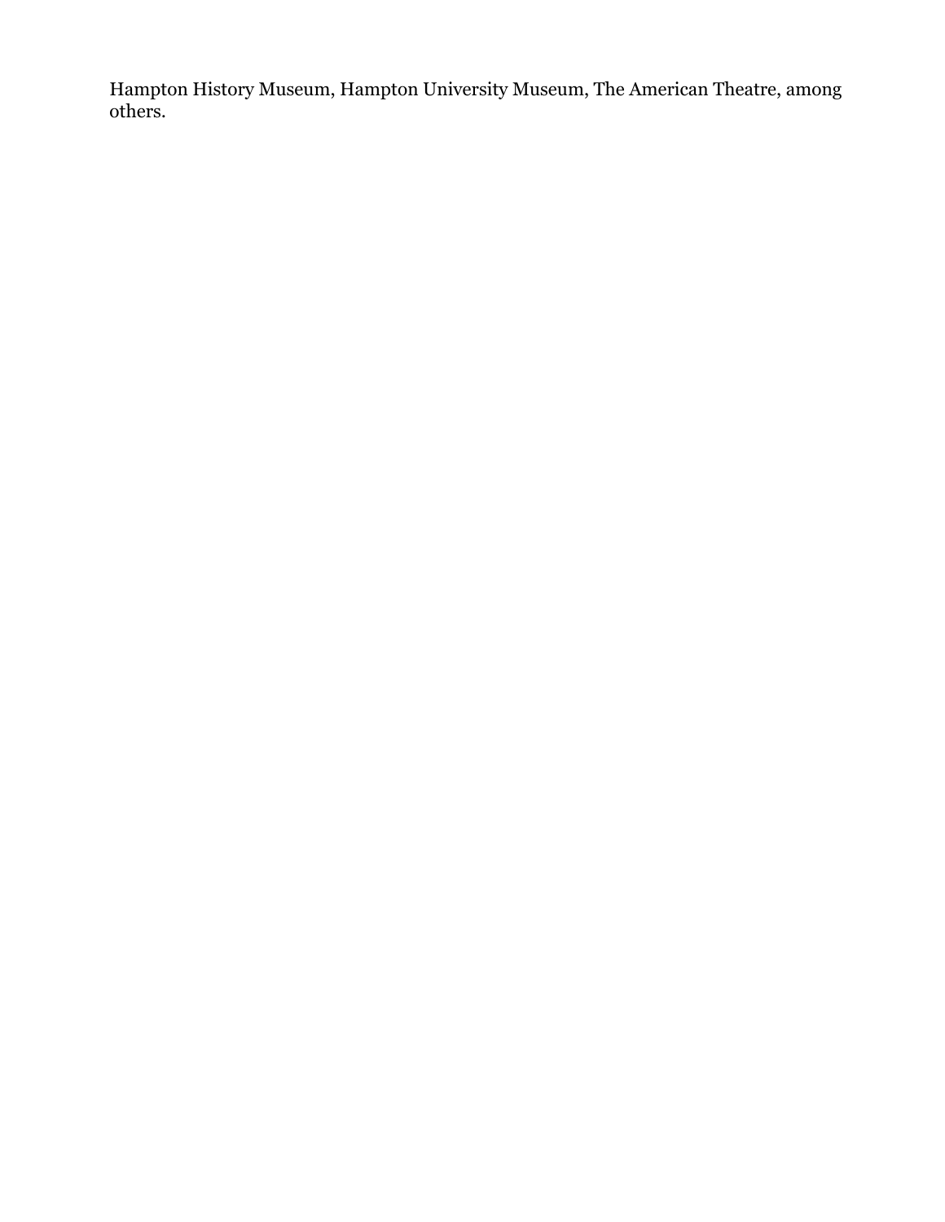Hampton History Museum, Hampton University Museum, The American Theatre, among others.